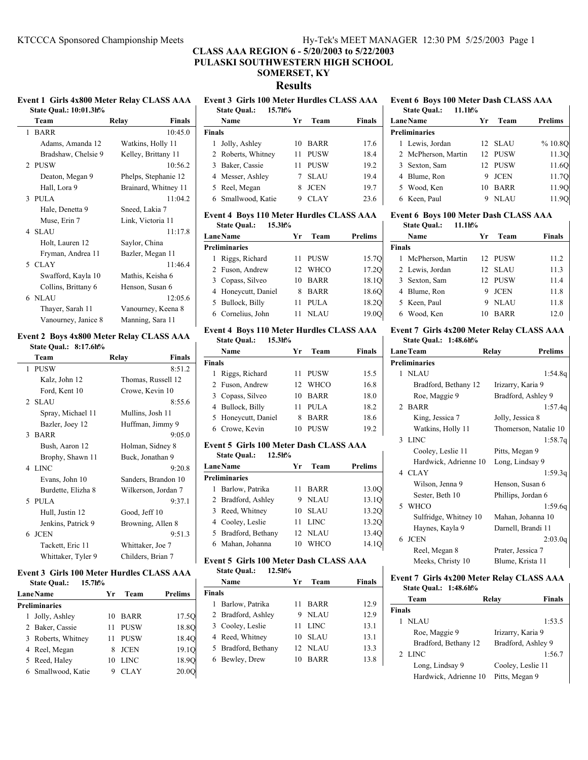# CLASS AAA REGION 6 - 5/20/2003 to 5/22/2003

## PULASKI SOUTHWESTERN HIGH SCHOOL

## SOMERSET, KY

## Results

### Event 1 Girls 4x800 Meter Relay CLASS AAA

State Qual.: 10:01.3h%

| | Team | Relay | | Finals |
|---|---|---|---|---|
| 1 | BARR | | | 10:45.0 |
| | Adams, Amanda 12 | Watkins, Holly 11 | | |
| | Bradshaw, Chelsie 9 | Kelley, Brittany 11 | | |
| 2 | PUSW | | | 10:56.2 |
| | Deaton, Megan 9 | Phelps, Stephanie 12 | | |
| | Hall, Lora 9 | Brainard, Whitney 11 | | |
| 3 | PULA | | | 11:04.2 |
| | Hale, Denetta 9 | Sneed, Lakia 7 | | |
| | Muse, Erin 7 | Link, Victoria 11 | | |
| 4 | SLAU | | | 11:17.8 |
| | Holt, Lauren 12 | Saylor, China | | |
| | Fryman, Andrea 11 | Bazler, Megan 11 | | |
| 5 | CLAY | | | 11:46.4 |
| | Swafford, Kayla 10 | Mathis, Keisha 6 | | |
| | Collins, Brittany 6 | Henson, Susan 6 | | |
| 6 | NLAU | | | 12:05.6 |
| | Thayer, Sarah 11 | Vanourney, Keena 8 | | |
| | Vanourney, Janice 8 | Manning, Sara 11 | | |

### Event 2 Boys 4x800 Meter Relay CLASS AAA

State Qual.: 8:17.6h%

| | Team | Relay | | Finals |
|---|---|---|---|---|
| 1 | PUSW | | | 8:51.2 |
| | Kalz, John 12 | Thomas, Russell 12 | | |
| | Ford, Kent 10 | Crowe, Kevin 10 | | |
| 2 | SLAU | | | 8:55.6 |
| | Spray, Michael 11 | Mullins, Josh 11 | | |
| | Bazler, Joey 12 | Huffman, Jimmy 9 | | |
| 3 | BARR | | | 9:05.0 |
| | Bush, Aaron 12 | Holman, Sidney 8 | | |
| | Brophy, Shawn 11 | Buck, Jonathan 9 | | |
| 4 | LINC | | | 9:20.8 |
| | Evans, John 10 | Sanders, Brandon 10 | | |
| | Burdette, Elizha 8 | Wilkerson, Jordan 7 | | |
| 5 | PULA | | | 9:37.1 |
| | Hull, Justin 12 | Good, Jeff 10 | | |
| | Jenkins, Patrick 9 | Browning, Allen 8 | | |
| 6 | JCEN | | | 9:51.3 |
| | Tackett, Eric 11 | Whittaker, Joe 7 | | |
| | Whittaker, Tyler 9 | Childers, Brian 7 | | |

### Event 3 Girls 100 Meter Hurdles CLASS AAA

State Qual.: 15.7h%

| Lane | Name | Yr | Team | Prelims |
|---|---|---|---|---|
| **Preliminaries** | | | | |
| 1 | Jolly, Ashley | 10 | BARR | 17.5Q |
| 2 | Baker, Cassie | 11 | PUSW | 18.8Q |
| 3 | Roberts, Whitney | 11 | PUSW | 18.4Q |
| 4 | Reel, Megan | 8 | JCEN | 19.1Q |
| 5 | Reed, Haley | 10 | LINC | 18.9Q |
| 6 | Smallwood, Katie | 9 | CLAY | 20.0Q |

### Event 3 Girls 100 Meter Hurdles CLASS AAA

State Qual.: 15.7h%

| | Name | Yr | Team | Finals |
|---|---|---|---|---|
| **Finals** | | | | |
| 1 | Jolly, Ashley | 10 | BARR | 17.6 |
| 2 | Roberts, Whitney | 11 | PUSW | 18.4 |
| 3 | Baker, Cassie | 11 | PUSW | 19.2 |
| 4 | Messer, Ashley | 7 | SLAU | 19.4 |
| 5 | Reel, Megan | 8 | JCEN | 19.7 |
| 6 | Smallwood, Katie | 9 | CLAY | 23.6 |

### Event 4 Boys 110 Meter Hurdles CLASS AAA

State Qual.: 15.3h%

| Lane | Name | Yr | Team | Prelims |
|---|---|---|---|---|
| **Preliminaries** | | | | |
| 1 | Riggs, Richard | 11 | PUSW | 15.7Q |
| 2 | Fuson, Andrew | 12 | WHCO | 17.2Q |
| 3 | Copass, Silveo | 10 | BARR | 18.1Q |
| 4 | Honeycutt, Daniel | 8 | BARR | 18.6Q |
| 5 | Bullock, Billy | 11 | PULA | 18.2Q |
| 6 | Cornelius, John | 11 | NLAU | 19.0Q |

### Event 4 Boys 110 Meter Hurdles CLASS AAA

State Qual.: 15.3h%

| | Name | Yr | Team | Finals |
|---|---|---|---|---|
| **Finals** | | | | |
| 1 | Riggs, Richard | 11 | PUSW | 15.5 |
| 2 | Fuson, Andrew | 12 | WHCO | 16.8 |
| 3 | Copass, Silveo | 10 | BARR | 18.0 |
| 4 | Bullock, Billy | 11 | PULA | 18.2 |
| 5 | Honeycutt, Daniel | 8 | BARR | 18.6 |
| 6 | Crowe, Kevin | 10 | PUSW | 19.2 |

### Event 5 Girls 100 Meter Dash CLASS AAA

State Qual.: 12.5h%

| Lane | Name | Yr | Team | Prelims |
|---|---|---|---|---|
| **Preliminaries** | | | | |
| 1 | Barlow, Patrika | 11 | BARR | 13.0Q |
| 2 | Bradford, Ashley | 9 | NLAU | 13.1Q |
| 3 | Reed, Whitney | 10 | SLAU | 13.2Q |
| 4 | Cooley, Leslie | 11 | LINC | 13.2Q |
| 5 | Bradford, Bethany | 12 | NLAU | 13.4Q |
| 6 | Mahan, Johanna | 10 | WHCO | 14.1Q |

### Event 5 Girls 100 Meter Dash CLASS AAA

State Qual.: 12.5h%

| | Name | Yr | Team | Finals |
|---|---|---|---|---|
| **Finals** | | | | |
| 1 | Barlow, Patrika | 11 | BARR | 12.9 |
| 2 | Bradford, Ashley | 9 | NLAU | 12.9 |
| 3 | Cooley, Leslie | 11 | LINC | 13.1 |
| 4 | Reed, Whitney | 10 | SLAU | 13.1 |
| 5 | Bradford, Bethany | 12 | NLAU | 13.3 |
| 6 | Bewley, Drew | 10 | BARR | 13.8 |

### Event 6 Boys 100 Meter Dash CLASS AAA

State Qual.: 11.1h%

| Lane | Name | Yr | Team | Prelims |
|---|---|---|---|---|
| **Preliminaries** | | | | |
| 1 | Lewis, Jordan | 12 | SLAU | % 10.8Q |
| 2 | McPherson, Martin | 12 | PUSW | 11.3Q |
| 3 | Sexton, Sam | 12 | PUSW | 11.6Q |
| 4 | Blume, Ron | 9 | JCEN | 11.7Q |
| 5 | Wood, Ken | 10 | BARR | 11.9Q |
| 6 | Keen, Paul | 9 | NLAU | 11.9Q |

### Event 6 Boys 100 Meter Dash CLASS AAA

State Qual.: 11.1h%

| | Name | Yr | Team | Finals |
|---|---|---|---|---|
| **Finals** | | | | |
| 1 | McPherson, Martin | 12 | PUSW | 11.2 |
| 2 | Lewis, Jordan | 12 | SLAU | 11.3 |
| 3 | Sexton, Sam | 12 | PUSW | 11.4 |
| 4 | Blume, Ron | 9 | JCEN | 11.8 |
| 5 | Keen, Paul | 9 | NLAU | 11.8 |
| 6 | Wood, Ken | 10 | BARR | 12.0 |

### Event 7 Girls 4x200 Meter Relay CLASS AAA

State Qual.: 1:48.6h%

| Lane | Team | Relay | | Prelims |
|---|---|---|---|---|
| **Preliminaries** | | | | |
| 1 | NLAU | | | 1:54.8q |
| | Bradford, Bethany 12 | Irizarry, Karia 9 | | |
| | Roe, Maggie 9 | Bradford, Ashley 9 | | |
| 2 | BARR | | | 1:57.4q |
| | King, Jessica 7 | Jolly, Jessica 8 | | |
| | Watkins, Holly 11 | Thomerson, Natalie 10 | | |
| 3 | LINC | | | 1:58.7q |
| | Cooley, Leslie 11 | Pitts, Megan 9 | | |
| | Hardwick, Adrienne 10 | Long, Lindsay 9 | | |
| 4 | CLAY | | | 1:59.3q |
| | Wilson, Jenna 9 | Henson, Susan 6 | | |
| | Sester, Beth 10 | Phillips, Jordan 6 | | |
| 5 | WHCO | | | 1:59.6q |
| | Sulfridge, Whitney 10 | Mahan, Johanna 10 | | |
| | Haynes, Kayla 9 | Darnell, Brandi 11 | | |
| 6 | JCEN | | | 2:03.0q |
| | Reel, Megan 8 | Prater, Jessica 7 | | |
| | Meeks, Christy 10 | Blume, Krista 11 | | |

### Event 7 Girls 4x200 Meter Relay CLASS AAA

State Qual.: 1:48.6h%

| | Team | Relay | | Finals |
|---|---|---|---|---|
| **Finals** | | | | |
| 1 | NLAU | | | 1:53.5 |
| | Roe, Maggie 9 | Irizarry, Karia 9 | | |
| | Bradford, Bethany 12 | Bradford, Ashley 9 | | |
| 2 | LINC | | | 1:56.7 |
| | Long, Lindsay 9 | Cooley, Leslie 11 | | |
| | Hardwick, Adrienne 10 | Pitts, Megan 9 | | |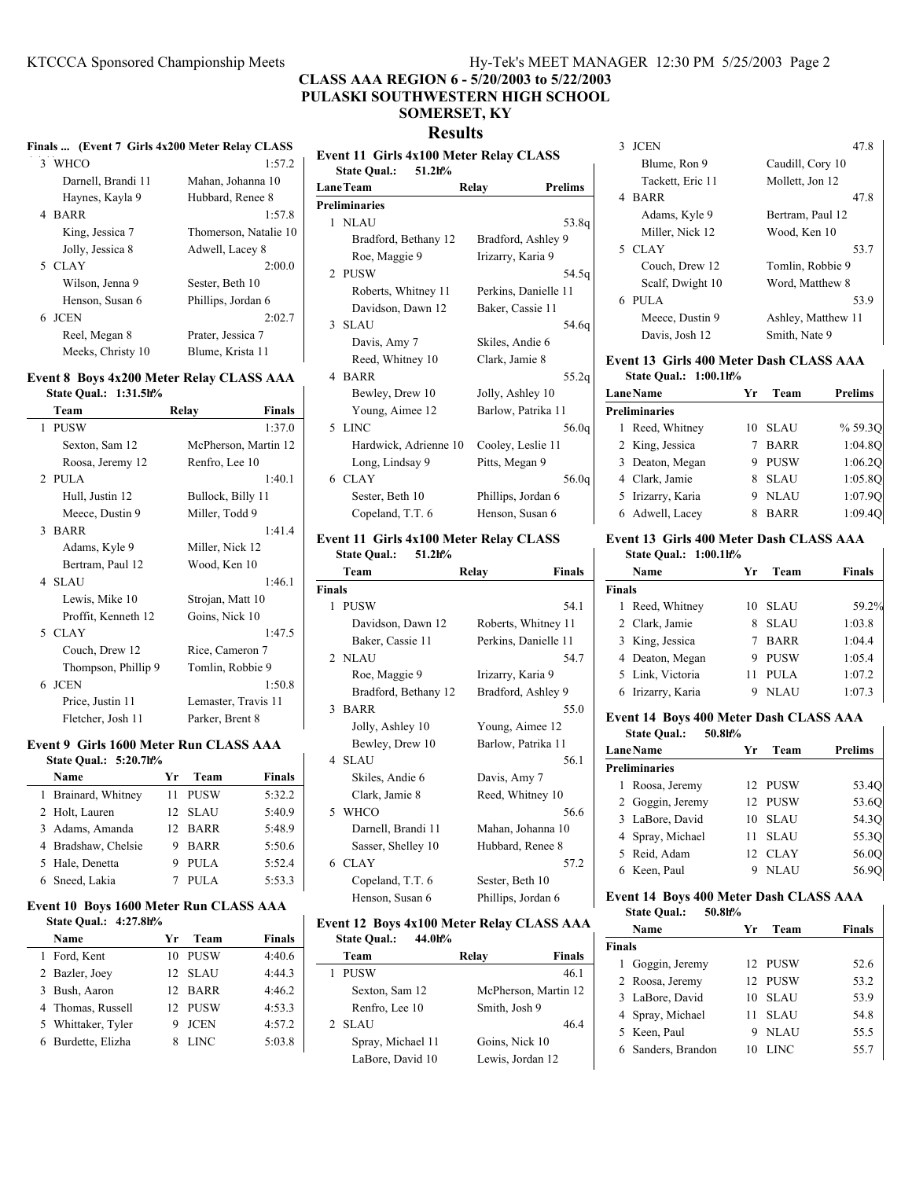# CLASS AAA REGION 6 - 5/20/2003 to 5/22/2003
## PULASKI SOUTHWESTERN HIGH SCHOOL
## SOMERSET, KY
## Results

### Finals ... (Event 7 Girls 4x200 Meter Relay CLASS

| | Team | Relay | Finals |
|---|---|---|---|
| 3 | WHCO | | 1:57.2 |
| | Darnell, Brandi 11 | Mahan, Johanna 10 | |
| | Haynes, Kayla 9 | Hubbard, Renee 8 | |
| 4 | BARR | | 1:57.8 |
| | King, Jessica 7 | Thomerson, Natalie 10 | |
| | Jolly, Jessica 8 | Adwell, Lacey 8 | |
| 5 | CLAY | | 2:00.0 |
| | Wilson, Jenna 9 | Sester, Beth 10 | |
| | Henson, Susan 6 | Phillips, Jordan 6 | |
| 6 | JCEN | | 2:02.7 |
| | Reel, Megan 8 | Prater, Jessica 7 | |
| | Meeks, Christy 10 | Blume, Krista 11 | |

### Event 8 Boys 4x200 Meter Relay CLASS AAA

State Qual.: 1:31.5h%

| | Team | Relay | Finals |
|---|---|---|---|
| 1 | PUSW | | 1:37.0 |
| | Sexton, Sam 12 | McPherson, Martin 12 | |
| | Roosa, Jeremy 12 | Renfro, Lee 10 | |
| 2 | PULA | | 1:40.1 |
| | Hull, Justin 12 | Bullock, Billy 11 | |
| | Meece, Dustin 9 | Miller, Todd 9 | |
| 3 | BARR | | 1:41.4 |
| | Adams, Kyle 9 | Miller, Nick 12 | |
| | Bertram, Paul 12 | Wood, Ken 10 | |
| 4 | SLAU | | 1:46.1 |
| | Lewis, Mike 10 | Strojan, Matt 10 | |
| | Proffit, Kenneth 12 | Goins, Nick 10 | |
| 5 | CLAY | | 1:47.5 |
| | Couch, Drew 12 | Rice, Cameron 7 | |
| | Thompson, Phillip 9 | Tomlin, Robbie 9 | |
| 6 | JCEN | | 1:50.8 |
| | Price, Justin 11 | Lemaster, Travis 11 | |
| | Fletcher, Josh 11 | Parker, Brent 8 | |

### Event 9 Girls 1600 Meter Run CLASS AAA

State Qual.: 5:20.7h%

| | Name | Yr | Team | Finals |
|---|---|---|---|---|
| 1 | Brainard, Whitney | 11 | PUSW | 5:32.2 |
| 2 | Holt, Lauren | 12 | SLAU | 5:40.9 |
| 3 | Adams, Amanda | 12 | BARR | 5:48.9 |
| 4 | Bradshaw, Chelsie | 9 | BARR | 5:50.6 |
| 5 | Hale, Denetta | 9 | PULA | 5:52.4 |
| 6 | Sneed, Lakia | 7 | PULA | 5:53.3 |

### Event 10 Boys 1600 Meter Run CLASS AAA

State Qual.: 4:27.8h%

| | Name | Yr | Team | Finals |
|---|---|---|---|---|
| 1 | Ford, Kent | 10 | PUSW | 4:40.6 |
| 2 | Bazler, Joey | 12 | SLAU | 4:44.3 |
| 3 | Bush, Aaron | 12 | BARR | 4:46.2 |
| 4 | Thomas, Russell | 12 | PUSW | 4:53.3 |
| 5 | Whittaker, Tyler | 9 | JCEN | 4:57.2 |
| 6 | Burdette, Elizha | 8 | LINC | 5:03.8 |

### Event 11 Girls 4x100 Meter Relay CLASS

State Qual.: 51.2h%

| Lane | Team | Relay | Prelims |
|---|---|---|---|
| **Preliminaries** | | | |
| 1 | NLAU | | 53.8q |
| | Bradford, Bethany 12 | Bradford, Ashley 9 | |
| | Roe, Maggie 9 | Irizarry, Karia 9 | |
| 2 | PUSW | | 54.5q |
| | Roberts, Whitney 11 | Perkins, Danielle 11 | |
| | Davidson, Dawn 12 | Baker, Cassie 11 | |
| 3 | SLAU | | 54.6q |
| | Davis, Amy 7 | Skiles, Andie 6 | |
| | Reed, Whitney 10 | Clark, Jamie 8 | |
| 4 | BARR | | 55.2q |
| | Bewley, Drew 10 | Jolly, Ashley 10 | |
| | Young, Aimee 12 | Barlow, Patrika 11 | |
| 5 | LINC | | 56.0q |
| | Hardwick, Adrienne 10 | Cooley, Leslie 11 | |
| | Long, Lindsay 9 | Pitts, Megan 9 | |
| 6 | CLAY | | 56.0q |
| | Sester, Beth 10 | Phillips, Jordan 6 | |
| | Copeland, T.T. 6 | Henson, Susan 6 | |

### Event 11 Girls 4x100 Meter Relay CLASS

State Qual.: 51.2h%

| | Team | Relay | Finals |
|---|---|---|---|
| **Finals** | | | |
| 1 | PUSW | | 54.1 |
| | Davidson, Dawn 12 | Roberts, Whitney 11 | |
| | Baker, Cassie 11 | Perkins, Danielle 11 | |
| 2 | NLAU | | 54.7 |
| | Roe, Maggie 9 | Irizarry, Karia 9 | |
| | Bradford, Bethany 12 | Bradford, Ashley 9 | |
| 3 | BARR | | 55.0 |
| | Jolly, Ashley 10 | Young, Aimee 12 | |
| | Bewley, Drew 10 | Barlow, Patrika 11 | |
| 4 | SLAU | | 56.1 |
| | Skiles, Andie 6 | Davis, Amy 7 | |
| | Clark, Jamie 8 | Reed, Whitney 10 | |
| 5 | WHCO | | 56.6 |
| | Darnell, Brandi 11 | Mahan, Johanna 10 | |
| | Sasser, Shelley 10 | Hubbard, Renee 8 | |
| 6 | CLAY | | 57.2 |
| | Copeland, T.T. 6 | Sester, Beth 10 | |
| | Henson, Susan 6 | Phillips, Jordan 6 | |

### Event 12 Boys 4x100 Meter Relay CLASS AAA

State Qual.: 44.0h%

| | Team | Relay | Finals |
|---|---|---|---|
| 1 | PUSW | | 46.1 |
| | Sexton, Sam 12 | McPherson, Martin 12 | |
| | Renfro, Lee 10 | Smith, Josh 9 | |
| 2 | SLAU | | 46.4 |
| | Spray, Michael 11 | Goins, Nick 10 | |
| | LaBore, David 10 | Lewis, Jordan 12 | |
| 3 | JCEN | | 47.8 |
| | Blume, Ron 9 | Caudill, Cory 10 | |
| | Tackett, Eric 11 | Mollett, Jon 12 | |
| 4 | BARR | | 47.8 |
| | Adams, Kyle 9 | Bertram, Paul 12 | |
| | Miller, Nick 12 | Wood, Ken 10 | |
| 5 | CLAY | | 53.7 |
| | Couch, Drew 12 | Tomlin, Robbie 9 | |
| | Scalf, Dwight 10 | Word, Matthew 8 | |
| 6 | PULA | | 53.9 |
| | Meece, Dustin 9 | Ashley, Matthew 11 | |
| | Davis, Josh 12 | Smith, Nate 9 | |

### Event 13 Girls 400 Meter Dash CLASS AAA

State Qual.: 1:00.1h%

| Lane | Name | Yr | Team | Prelims |
|---|---|---|---|---|
| **Preliminaries** | | | | |
| 1 | Reed, Whitney | 10 | SLAU | % 59.3Q |
| 2 | King, Jessica | 7 | BARR | 1:04.8Q |
| 3 | Deaton, Megan | 9 | PUSW | 1:06.2Q |
| 4 | Clark, Jamie | 8 | SLAU | 1:05.8Q |
| 5 | Irizarry, Karia | 9 | NLAU | 1:07.9Q |
| 6 | Adwell, Lacey | 8 | BARR | 1:09.4Q |

### Event 13 Girls 400 Meter Dash CLASS AAA

State Qual.: 1:00.1h%

| | Name | Yr | Team | Finals |
|---|---|---|---|---|
| **Finals** | | | | |
| 1 | Reed, Whitney | 10 | SLAU | 59.2% |
| 2 | Clark, Jamie | 8 | SLAU | 1:03.8 |
| 3 | King, Jessica | 7 | BARR | 1:04.4 |
| 4 | Deaton, Megan | 9 | PUSW | 1:05.4 |
| 5 | Link, Victoria | 11 | PULA | 1:07.2 |
| 6 | Irizarry, Karia | 9 | NLAU | 1:07.3 |

### Event 14 Boys 400 Meter Dash CLASS AAA

State Qual.: 50.8h%

| Lane | Name | Yr | Team | Prelims |
|---|---|---|---|---|
| **Preliminaries** | | | | |
| 1 | Roosa, Jeremy | 12 | PUSW | 53.4Q |
| 2 | Goggin, Jeremy | 12 | PUSW | 53.6Q |
| 3 | LaBore, David | 10 | SLAU | 54.3Q |
| 4 | Spray, Michael | 11 | SLAU | 55.3Q |
| 5 | Reid, Adam | 12 | CLAY | 56.0Q |
| 6 | Keen, Paul | 9 | NLAU | 56.9Q |

### Event 14 Boys 400 Meter Dash CLASS AAA

State Qual.: 50.8h%

| | Name | Yr | Team | Finals |
|---|---|---|---|---|
| **Finals** | | | | |
| 1 | Goggin, Jeremy | 12 | PUSW | 52.6 |
| 2 | Roosa, Jeremy | 12 | PUSW | 53.2 |
| 3 | LaBore, David | 10 | SLAU | 53.9 |
| 4 | Spray, Michael | 11 | SLAU | 54.8 |
| 5 | Keen, Paul | 9 | NLAU | 55.5 |
| 6 | Sanders, Brandon | 10 | LINC | 55.7 |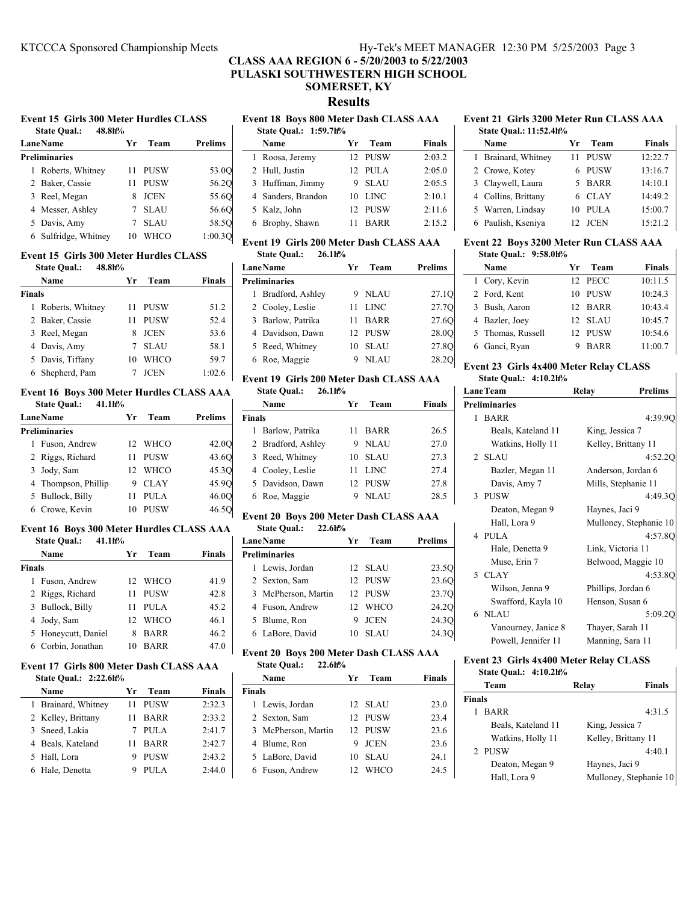# CLASS AAA REGION 6 - 5/20/2003 to 5/22/2003
## PULASKI SOUTHWESTERN HIGH SCHOOL
## SOMERSET, KY
## Results

### Event 15 Girls 300 Meter Hurdles CLASS

State Qual.: 48.8h%

| Lane | Name | Yr | Team | Prelims |
|---|---|---|---|---|
| **Preliminaries** | | | | |
| 1 | Roberts, Whitney | 11 | PUSW | 53.0Q |
| 2 | Baker, Cassie | 11 | PUSW | 56.2Q |
| 3 | Reel, Megan | 8 | JCEN | 55.6Q |
| 4 | Messer, Ashley | 7 | SLAU | 56.6Q |
| 5 | Davis, Amy | 7 | SLAU | 58.5Q |
| 6 | Sulfridge, Whitney | 10 | WHCO | 1:00.3Q |

### Event 15 Girls 300 Meter Hurdles CLASS

State Qual.: 48.8h%

| | Name | Yr | Team | Finals |
|---|---|---|---|---|
| **Finals** | | | | |
| 1 | Roberts, Whitney | 11 | PUSW | 51.2 |
| 2 | Baker, Cassie | 11 | PUSW | 52.4 |
| 3 | Reel, Megan | 8 | JCEN | 53.6 |
| 4 | Davis, Amy | 7 | SLAU | 58.1 |
| 5 | Davis, Tiffany | 10 | WHCO | 59.7 |
| 6 | Shepherd, Pam | 7 | JCEN | 1:02.6 |

### Event 16 Boys 300 Meter Hurdles CLASS AAA

State Qual.: 41.1h%

| Lane | Name | Yr | Team | Prelims |
|---|---|---|---|---|
| **Preliminaries** | | | | |
| 1 | Fuson, Andrew | 12 | WHCO | 42.0Q |
| 2 | Riggs, Richard | 11 | PUSW | 43.6Q |
| 3 | Jody, Sam | 12 | WHCO | 45.3Q |
| 4 | Thompson, Phillip | 9 | CLAY | 45.9Q |
| 5 | Bullock, Billy | 11 | PULA | 46.0Q |
| 6 | Crowe, Kevin | 10 | PUSW | 46.5Q |

### Event 16 Boys 300 Meter Hurdles CLASS AAA

State Qual.: 41.1h%

| | Name | Yr | Team | Finals |
|---|---|---|---|---|
| **Finals** | | | | |
| 1 | Fuson, Andrew | 12 | WHCO | 41.9 |
| 2 | Riggs, Richard | 11 | PUSW | 42.8 |
| 3 | Bullock, Billy | 11 | PULA | 45.2 |
| 4 | Jody, Sam | 12 | WHCO | 46.1 |
| 5 | Honeycutt, Daniel | 8 | BARR | 46.2 |
| 6 | Corbin, Jonathan | 10 | BARR | 47.0 |

### Event 17 Girls 800 Meter Dash CLASS AAA

State Qual.: 2:22.6h%

| | Name | Yr | Team | Finals |
|---|---|---|---|---|
| 1 | Brainard, Whitney | 11 | PUSW | 2:32.3 |
| 2 | Kelley, Brittany | 11 | BARR | 2:33.2 |
| 3 | Sneed, Lakia | 7 | PULA | 2:41.7 |
| 4 | Beals, Kateland | 11 | BARR | 2:42.7 |
| 5 | Hall, Lora | 9 | PUSW | 2:43.2 |
| 6 | Hale, Denetta | 9 | PULA | 2:44.0 |

### Event 18 Boys 800 Meter Dash CLASS AAA

State Qual.: 1:59.7h%

| | Name | Yr | Team | Finals |
|---|---|---|---|---|
| 1 | Roosa, Jeremy | 12 | PUSW | 2:03.2 |
| 2 | Hull, Justin | 12 | PULA | 2:05.0 |
| 3 | Huffman, Jimmy | 9 | SLAU | 2:05.5 |
| 4 | Sanders, Brandon | 10 | LINC | 2:10.1 |
| 5 | Kalz, John | 12 | PUSW | 2:11.6 |
| 6 | Brophy, Shawn | 11 | BARR | 2:15.2 |

### Event 19 Girls 200 Meter Dash CLASS AAA

State Qual.: 26.1h%

| Lane | Name | Yr | Team | Prelims |
|---|---|---|---|---|
| **Preliminaries** | | | | |
| 1 | Bradford, Ashley | 9 | NLAU | 27.1Q |
| 2 | Cooley, Leslie | 11 | LINC | 27.7Q |
| 3 | Barlow, Patrika | 11 | BARR | 27.6Q |
| 4 | Davidson, Dawn | 12 | PUSW | 28.0Q |
| 5 | Reed, Whitney | 10 | SLAU | 27.8Q |
| 6 | Roe, Maggie | 9 | NLAU | 28.2Q |

### Event 19 Girls 200 Meter Dash CLASS AAA

State Qual.: 26.1h%

| | Name | Yr | Team | Finals |
|---|---|---|---|---|
| **Finals** | | | | |
| 1 | Barlow, Patrika | 11 | BARR | 26.5 |
| 2 | Bradford, Ashley | 9 | NLAU | 27.0 |
| 3 | Reed, Whitney | 10 | SLAU | 27.3 |
| 4 | Cooley, Leslie | 11 | LINC | 27.4 |
| 5 | Davidson, Dawn | 12 | PUSW | 27.8 |
| 6 | Roe, Maggie | 9 | NLAU | 28.5 |

### Event 20 Boys 200 Meter Dash CLASS AAA

State Qual.: 22.6h%

| Lane | Name | Yr | Team | Prelims |
|---|---|---|---|---|
| **Preliminaries** | | | | |
| 1 | Lewis, Jordan | 12 | SLAU | 23.5Q |
| 2 | Sexton, Sam | 12 | PUSW | 23.6Q |
| 3 | McPherson, Martin | 12 | PUSW | 23.7Q |
| 4 | Fuson, Andrew | 12 | WHCO | 24.2Q |
| 5 | Blume, Ron | 9 | JCEN | 24.3Q |
| 6 | LaBore, David | 10 | SLAU | 24.3Q |

### Event 20 Boys 200 Meter Dash CLASS AAA

State Qual.: 22.6h%

| | Name | Yr | Team | Finals |
|---|---|---|---|---|
| **Finals** | | | | |
| 1 | Lewis, Jordan | 12 | SLAU | 23.0 |
| 2 | Sexton, Sam | 12 | PUSW | 23.4 |
| 3 | McPherson, Martin | 12 | PUSW | 23.6 |
| 4 | Blume, Ron | 9 | JCEN | 23.6 |
| 5 | LaBore, David | 10 | SLAU | 24.1 |
| 6 | Fuson, Andrew | 12 | WHCO | 24.5 |

### Event 21 Girls 3200 Meter Run CLASS AAA

State Qual.: 11:52.4h%

| | Name | Yr | Team | Finals |
|---|---|---|---|---|
| 1 | Brainard, Whitney | 11 | PUSW | 12:22.7 |
| 2 | Crowe, Kotey | 6 | PUSW | 13:16.7 |
| 3 | Claywell, Laura | 5 | BARR | 14:10.1 |
| 4 | Collins, Brittany | 6 | CLAY | 14:49.2 |
| 5 | Warren, Lindsay | 10 | PULA | 15:00.7 |
| 6 | Paulish, Kseniya | 12 | JCEN | 15:21.2 |

### Event 22 Boys 3200 Meter Run CLASS AAA

State Qual.: 9:58.0h%

| | Name | Yr | Team | Finals |
|---|---|---|---|---|
| 1 | Cory, Kevin | 12 | PECC | 10:11.5 |
| 2 | Ford, Kent | 10 | PUSW | 10:24.3 |
| 3 | Bush, Aaron | 12 | BARR | 10:43.4 |
| 4 | Bazler, Joey | 12 | SLAU | 10:45.7 |
| 5 | Thomas, Russell | 12 | PUSW | 10:54.6 |
| 6 | Ganci, Ryan | 9 | BARR | 11:00.7 |

### Event 23 Girls 4x400 Meter Relay CLASS

State Qual.: 4:10.2h%

| Lane | Team | Relay | Prelims |
|---|---|---|---|
| **Preliminaries** | | | |
| 1 | BARR | | 4:39.9Q |
| | Beals, Kateland 11 | King, Jessica 7 | |
| | Watkins, Holly 11 | Kelley, Brittany 11 | |
| 2 | SLAU | | 4:52.2Q |
| | Bazler, Megan 11 | Anderson, Jordan 6 | |
| | Davis, Amy 7 | Mills, Stephanie 11 | |
| 3 | PUSW | | 4:49.3Q |
| | Deaton, Megan 9 | Haynes, Jaci 9 | |
| | Hall, Lora 9 | Mulloney, Stephanie 10 | |
| 4 | PULA | | 4:57.8Q |
| | Hale, Denetta 9 | Link, Victoria 11 | |
| | Muse, Erin 7 | Belwood, Maggie 10 | |
| 5 | CLAY | | 4:53.8Q |
| | Wilson, Jenna 9 | Phillips, Jordan 6 | |
| | Swafford, Kayla 10 | Henson, Susan 6 | |
| 6 | NLAU | | 5:09.2Q |
| | Vanourney, Janice 8 | Thayer, Sarah 11 | |
| | Powell, Jennifer 11 | Manning, Sara 11 | |

### Event 23 Girls 4x400 Meter Relay CLASS

State Qual.: 4:10.2h%

| | Team | Relay | Finals |
|---|---|---|---|
| **Finals** | | | |
| 1 | BARR | | 4:31.5 |
| | Beals, Kateland 11 | King, Jessica 7 | |
| | Watkins, Holly 11 | Kelley, Brittany 11 | |
| 2 | PUSW | | 4:40.1 |
| | Deaton, Megan 9 | Haynes, Jaci 9 | |
| | Hall, Lora 9 | Mulloney, Stephanie 10 | |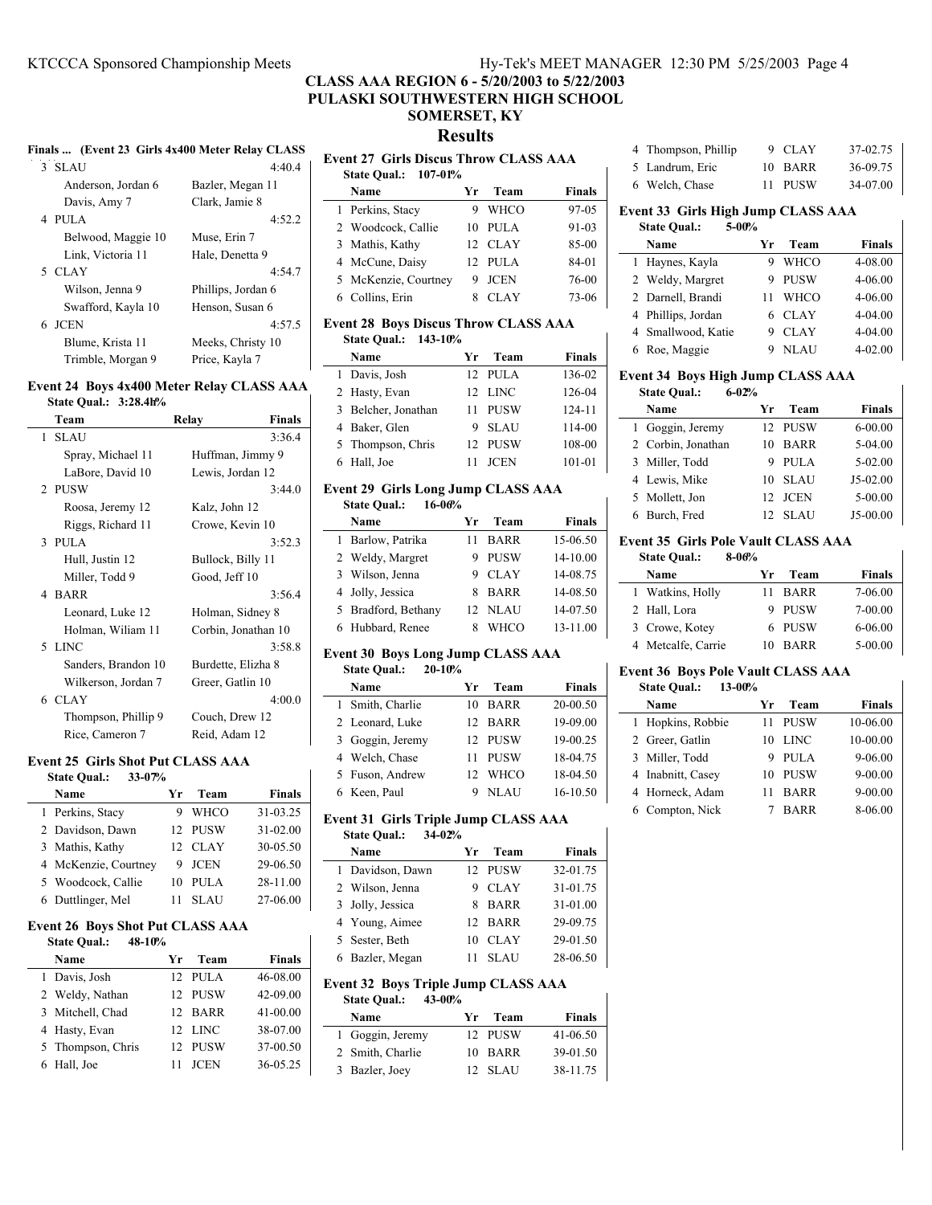## CLASS AAA REGION 6 - 5/20/2003 to 5/22/2003
## PULASKI SOUTHWESTERN HIGH SCHOOL
## SOMERSET, KY
## Results

### Finals ... (Event 23 Girls 4x400 Meter Relay CLASS

| | Team | Relay | Finals |
|---|---|---|---|
| 3 | SLAU | | 4:40.4 |
| | Anderson, Jordan 6 | Bazler, Megan 11 | |
| | Davis, Amy 7 | Clark, Jamie 8 | |
| 4 | PULA | | 4:52.2 |
| | Belwood, Maggie 10 | Muse, Erin 7 | |
| | Link, Victoria 11 | Hale, Denetta 9 | |
| 5 | CLAY | | 4:54.7 |
| | Wilson, Jenna 9 | Phillips, Jordan 6 | |
| | Swafford, Kayla 10 | Henson, Susan 6 | |
| 6 | JCEN | | 4:57.5 |
| | Blume, Krista 11 | Meeks, Christy 10 | |
| | Trimble, Morgan 9 | Price, Kayla 7 | |

### Event 24 Boys 4x400 Meter Relay CLASS AAA

State Qual.: 3:28.4h%

| | Team | Relay | Finals |
|---|---|---|---|
| 1 | SLAU | | 3:36.4 |
| | Spray, Michael 11 | Huffman, Jimmy 9 | |
| | LaBore, David 10 | Lewis, Jordan 12 | |
| 2 | PUSW | | 3:44.0 |
| | Roosa, Jeremy 12 | Kalz, John 12 | |
| | Riggs, Richard 11 | Crowe, Kevin 10 | |
| 3 | PULA | | 3:52.3 |
| | Hull, Justin 12 | Bullock, Billy 11 | |
| | Miller, Todd 9 | Good, Jeff 10 | |
| 4 | BARR | | 3:56.4 |
| | Leonard, Luke 12 | Holman, Sidney 8 | |
| | Holman, Wiliam 11 | Corbin, Jonathan 10 | |
| 5 | LINC | | 3:58.8 |
| | Sanders, Brandon 10 | Burdette, Elizha 8 | |
| | Wilkerson, Jordan 7 | Greer, Gatlin 10 | |
| 6 | CLAY | | 4:00.0 |
| | Thompson, Phillip 9 | Couch, Drew 12 | |
| | Rice, Cameron 7 | Reid, Adam 12 | |

### Event 25 Girls Shot Put CLASS AAA

State Qual.: 33-07%

| | Name | Yr | Team | Finals |
|---|---|---|---|---|
| 1 | Perkins, Stacy | 9 | WHCO | 31-03.25 |
| 2 | Davidson, Dawn | 12 | PUSW | 31-02.00 |
| 3 | Mathis, Kathy | 12 | CLAY | 30-05.50 |
| 4 | McKenzie, Courtney | 9 | JCEN | 29-06.50 |
| 5 | Woodcock, Callie | 10 | PULA | 28-11.00 |
| 6 | Duttlinger, Mel | 11 | SLAU | 27-06.00 |

### Event 26 Boys Shot Put CLASS AAA

State Qual.: 48-10%

| | Name | Yr | Team | Finals |
|---|---|---|---|---|
| 1 | Davis, Josh | 12 | PULA | 46-08.00 |
| 2 | Weldy, Nathan | 12 | PUSW | 42-09.00 |
| 3 | Mitchell, Chad | 12 | BARR | 41-00.00 |
| 4 | Hasty, Evan | 12 | LINC | 38-07.00 |
| 5 | Thompson, Chris | 12 | PUSW | 37-00.50 |
| 6 | Hall, Joe | 11 | JCEN | 36-05.25 |

### Event 27 Girls Discus Throw CLASS AAA

State Qual.: 107-01%

| | Name | Yr | Team | Finals |
|---|---|---|---|---|
| 1 | Perkins, Stacy | 9 | WHCO | 97-05 |
| 2 | Woodcock, Callie | 10 | PULA | 91-03 |
| 3 | Mathis, Kathy | 12 | CLAY | 85-00 |
| 4 | McCune, Daisy | 12 | PULA | 84-01 |
| 5 | McKenzie, Courtney | 9 | JCEN | 76-00 |
| 6 | Collins, Erin | 8 | CLAY | 73-06 |

### Event 28 Boys Discus Throw CLASS AAA

State Qual.: 143-10%

| | Name | Yr | Team | Finals |
|---|---|---|---|---|
| 1 | Davis, Josh | 12 | PULA | 136-02 |
| 2 | Hasty, Evan | 12 | LINC | 126-04 |
| 3 | Belcher, Jonathan | 11 | PUSW | 124-11 |
| 4 | Baker, Glen | 9 | SLAU | 114-00 |
| 5 | Thompson, Chris | 12 | PUSW | 108-00 |
| 6 | Hall, Joe | 11 | JCEN | 101-01 |

### Event 29 Girls Long Jump CLASS AAA

State Qual.: 16-06%

| | Name | Yr | Team | Finals |
|---|---|---|---|---|
| 1 | Barlow, Patrika | 11 | BARR | 15-06.50 |
| 2 | Weldy, Margret | 9 | PUSW | 14-10.00 |
| 3 | Wilson, Jenna | 9 | CLAY | 14-08.75 |
| 4 | Jolly, Jessica | 8 | BARR | 14-08.50 |
| 5 | Bradford, Bethany | 12 | NLAU | 14-07.50 |
| 6 | Hubbard, Renee | 8 | WHCO | 13-11.00 |

### Event 30 Boys Long Jump CLASS AAA

State Qual.: 20-10%

| | Name | Yr | Team | Finals |
|---|---|---|---|---|
| 1 | Smith, Charlie | 10 | BARR | 20-00.50 |
| 2 | Leonard, Luke | 12 | BARR | 19-09.00 |
| 3 | Goggin, Jeremy | 12 | PUSW | 19-00.25 |
| 4 | Welch, Chase | 11 | PUSW | 18-04.75 |
| 5 | Fuson, Andrew | 12 | WHCO | 18-04.50 |
| 6 | Keen, Paul | 9 | NLAU | 16-10.50 |

### Event 31 Girls Triple Jump CLASS AAA

State Qual.: 34-02%

| | Name | Yr | Team | Finals |
|---|---|---|---|---|
| 1 | Davidson, Dawn | 12 | PUSW | 32-01.75 |
| 2 | Wilson, Jenna | 9 | CLAY | 31-01.75 |
| 3 | Jolly, Jessica | 8 | BARR | 31-01.00 |
| 4 | Young, Aimee | 12 | BARR | 29-09.75 |
| 5 | Sester, Beth | 10 | CLAY | 29-01.50 |
| 6 | Bazler, Megan | 11 | SLAU | 28-06.50 |

### Event 32 Boys Triple Jump CLASS AAA

State Qual.: 43-00%

| | Name | Yr | Team | Finals |
|---|---|---|---|---|
| 1 | Goggin, Jeremy | 12 | PUSW | 41-06.50 |
| 2 | Smith, Charlie | 10 | BARR | 39-01.50 |
| 3 | Bazler, Joey | 12 | SLAU | 38-11.75 |
| 4 | Thompson, Phillip | 9 | CLAY | 37-02.75 |
| 5 | Landrum, Eric | 10 | BARR | 36-09.75 |
| 6 | Welch, Chase | 11 | PUSW | 34-07.00 |

### Event 33 Girls High Jump CLASS AAA

State Qual.: 5-00%

| | Name | Yr | Team | Finals |
|---|---|---|---|---|
| 1 | Haynes, Kayla | 9 | WHCO | 4-08.00 |
| 2 | Weldy, Margret | 9 | PUSW | 4-06.00 |
| 2 | Darnell, Brandi | 11 | WHCO | 4-06.00 |
| 4 | Phillips, Jordan | 6 | CLAY | 4-04.00 |
| 4 | Smallwood, Katie | 9 | CLAY | 4-04.00 |
| 6 | Roe, Maggie | 9 | NLAU | 4-02.00 |

### Event 34 Boys High Jump CLASS AAA

State Qual.: 6-02%

| | Name | Yr | Team | Finals |
|---|---|---|---|---|
| 1 | Goggin, Jeremy | 12 | PUSW | 6-00.00 |
| 2 | Corbin, Jonathan | 10 | BARR | 5-04.00 |
| 3 | Miller, Todd | 9 | PULA | 5-02.00 |
| 4 | Lewis, Mike | 10 | SLAU | J5-02.00 |
| 5 | Mollett, Jon | 12 | JCEN | 5-00.00 |
| 6 | Burch, Fred | 12 | SLAU | J5-00.00 |

### Event 35 Girls Pole Vault CLASS AAA

State Qual.: 8-06%

| | Name | Yr | Team | Finals |
|---|---|---|---|---|
| 1 | Watkins, Holly | 11 | BARR | 7-06.00 |
| 2 | Hall, Lora | 9 | PUSW | 7-00.00 |
| 3 | Crowe, Kotey | 6 | PUSW | 6-06.00 |
| 4 | Metcalfe, Carrie | 10 | BARR | 5-00.00 |

### Event 36 Boys Pole Vault CLASS AAA

State Qual.: 13-00%

| | Name | Yr | Team | Finals |
|---|---|---|---|---|
| 1 | Hopkins, Robbie | 11 | PUSW | 10-06.00 |
| 2 | Greer, Gatlin | 10 | LINC | 10-00.00 |
| 3 | Miller, Todd | 9 | PULA | 9-06.00 |
| 4 | Inabnitt, Casey | 10 | PUSW | 9-00.00 |
| 4 | Horneck, Adam | 11 | BARR | 9-00.00 |
| 6 | Compton, Nick | 7 | BARR | 8-06.00 |